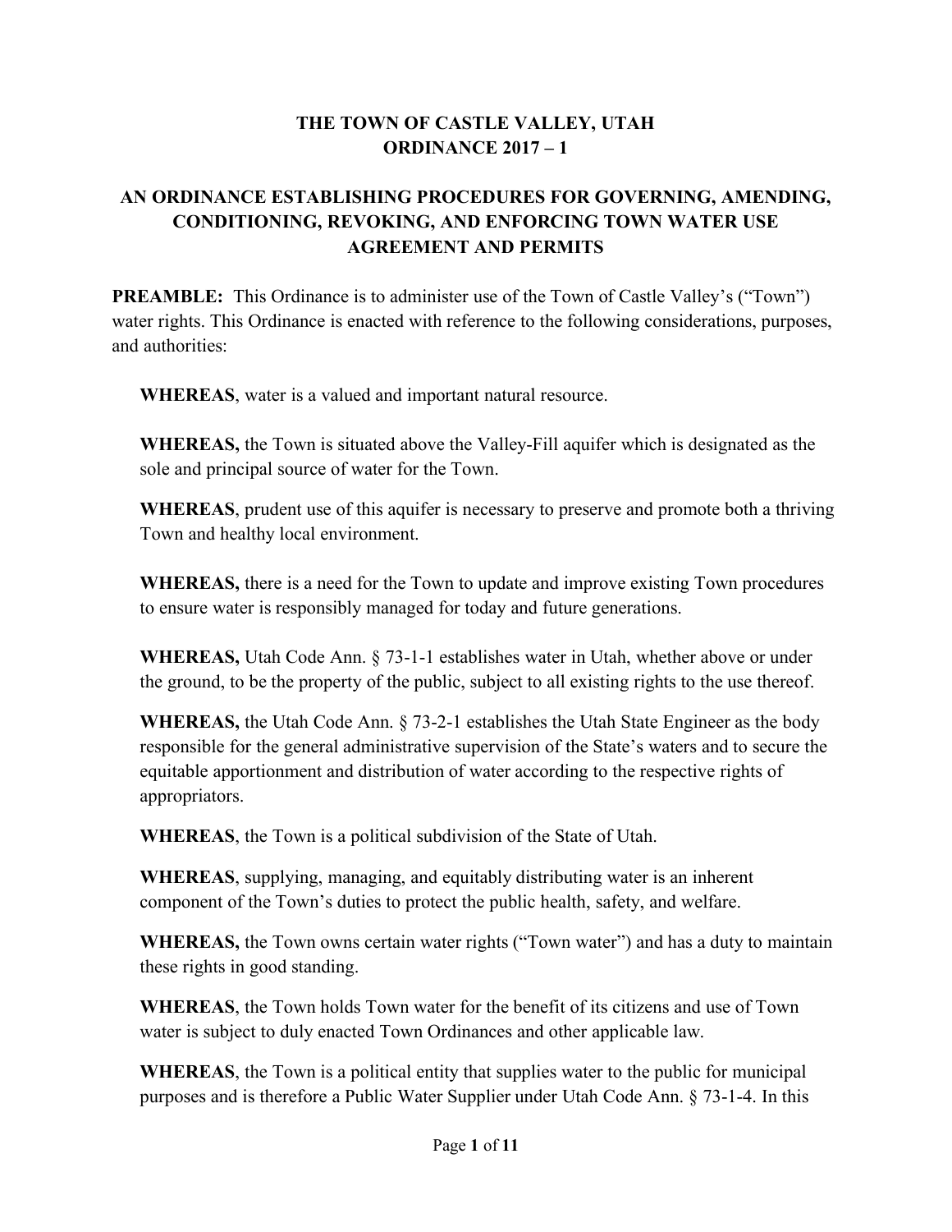# THE TOWN OF CASTLE VALLEY, UTAH
# ORDINANCE 2017 – 1

## AN ORDINANCE ESTABLISHING PROCEDURES FOR GOVERNING, AMENDING, CONDITIONING, REVOKING, AND ENFORCING TOWN WATER USE AGREEMENT AND PERMITS

**PREAMBLE:** This Ordinance is to administer use of the Town of Castle Valley's ("Town") water rights. This Ordinance is enacted with reference to the following considerations, purposes, and authorities:

**WHEREAS**, water is a valued and important natural resource.

**WHEREAS,** the Town is situated above the Valley-Fill aquifer which is designated as the sole and principal source of water for the Town.

**WHEREAS**, prudent use of this aquifer is necessary to preserve and promote both a thriving Town and healthy local environment.

**WHEREAS,** there is a need for the Town to update and improve existing Town procedures to ensure water is responsibly managed for today and future generations.

**WHEREAS,** Utah Code Ann. § 73-1-1 establishes water in Utah, whether above or under the ground, to be the property of the public, subject to all existing rights to the use thereof.

**WHEREAS,** the Utah Code Ann. § 73-2-1 establishes the Utah State Engineer as the body responsible for the general administrative supervision of the State's waters and to secure the equitable apportionment and distribution of water according to the respective rights of appropriators.

**WHEREAS**, the Town is a political subdivision of the State of Utah.

**WHEREAS**, supplying, managing, and equitably distributing water is an inherent component of the Town's duties to protect the public health, safety, and welfare.

**WHEREAS,** the Town owns certain water rights ("Town water") and has a duty to maintain these rights in good standing.

**WHEREAS**, the Town holds Town water for the benefit of its citizens and use of Town water is subject to duly enacted Town Ordinances and other applicable law.

**WHEREAS**, the Town is a political entity that supplies water to the public for municipal purposes and is therefore a Public Water Supplier under Utah Code Ann. § 73-1-4. In this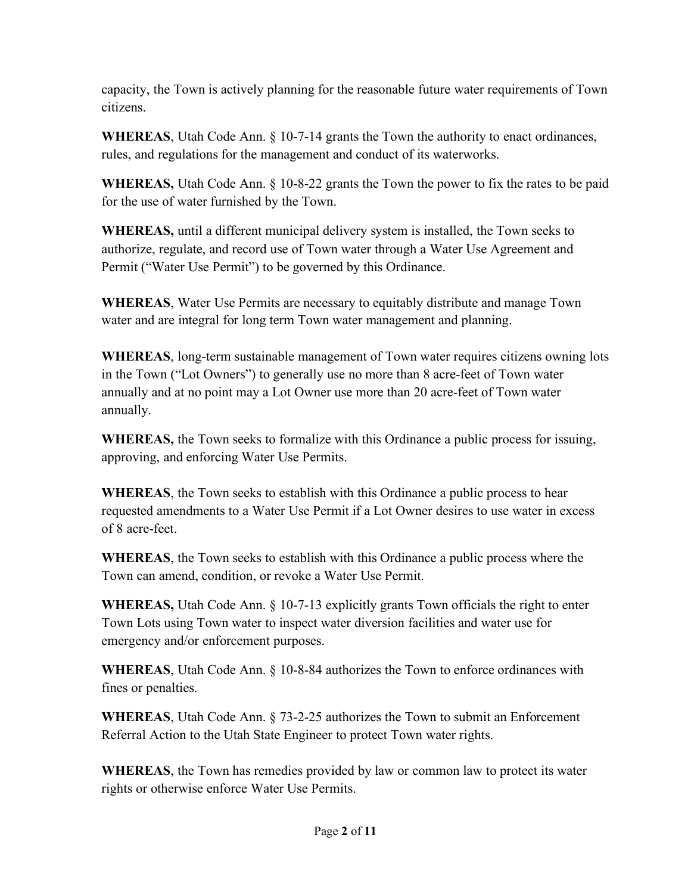capacity, the Town is actively planning for the reasonable future water requirements of Town citizens.

**WHEREAS**, Utah Code Ann. § 10-7-14 grants the Town the authority to enact ordinances, rules, and regulations for the management and conduct of its waterworks.

**WHEREAS,** Utah Code Ann. § 10-8-22 grants the Town the power to fix the rates to be paid for the use of water furnished by the Town.

**WHEREAS,** until a different municipal delivery system is installed, the Town seeks to authorize, regulate, and record use of Town water through a Water Use Agreement and Permit ("Water Use Permit") to be governed by this Ordinance.

**WHEREAS**, Water Use Permits are necessary to equitably distribute and manage Town water and are integral for long term Town water management and planning.

**WHEREAS**, long-term sustainable management of Town water requires citizens owning lots in the Town ("Lot Owners") to generally use no more than 8 acre-feet of Town water annually and at no point may a Lot Owner use more than 20 acre-feet of Town water annually.

**WHEREAS,** the Town seeks to formalize with this Ordinance a public process for issuing, approving, and enforcing Water Use Permits.

**WHEREAS**, the Town seeks to establish with this Ordinance a public process to hear requested amendments to a Water Use Permit if a Lot Owner desires to use water in excess of 8 acre-feet.

**WHEREAS**, the Town seeks to establish with this Ordinance a public process where the Town can amend, condition, or revoke a Water Use Permit.

**WHEREAS,** Utah Code Ann. § 10-7-13 explicitly grants Town officials the right to enter Town Lots using Town water to inspect water diversion facilities and water use for emergency and/or enforcement purposes.

**WHEREAS**, Utah Code Ann. § 10-8-84 authorizes the Town to enforce ordinances with fines or penalties.

**WHEREAS**, Utah Code Ann. § 73-2-25 authorizes the Town to submit an Enforcement Referral Action to the Utah State Engineer to protect Town water rights.

**WHEREAS**, the Town has remedies provided by law or common law to protect its water rights or otherwise enforce Water Use Permits.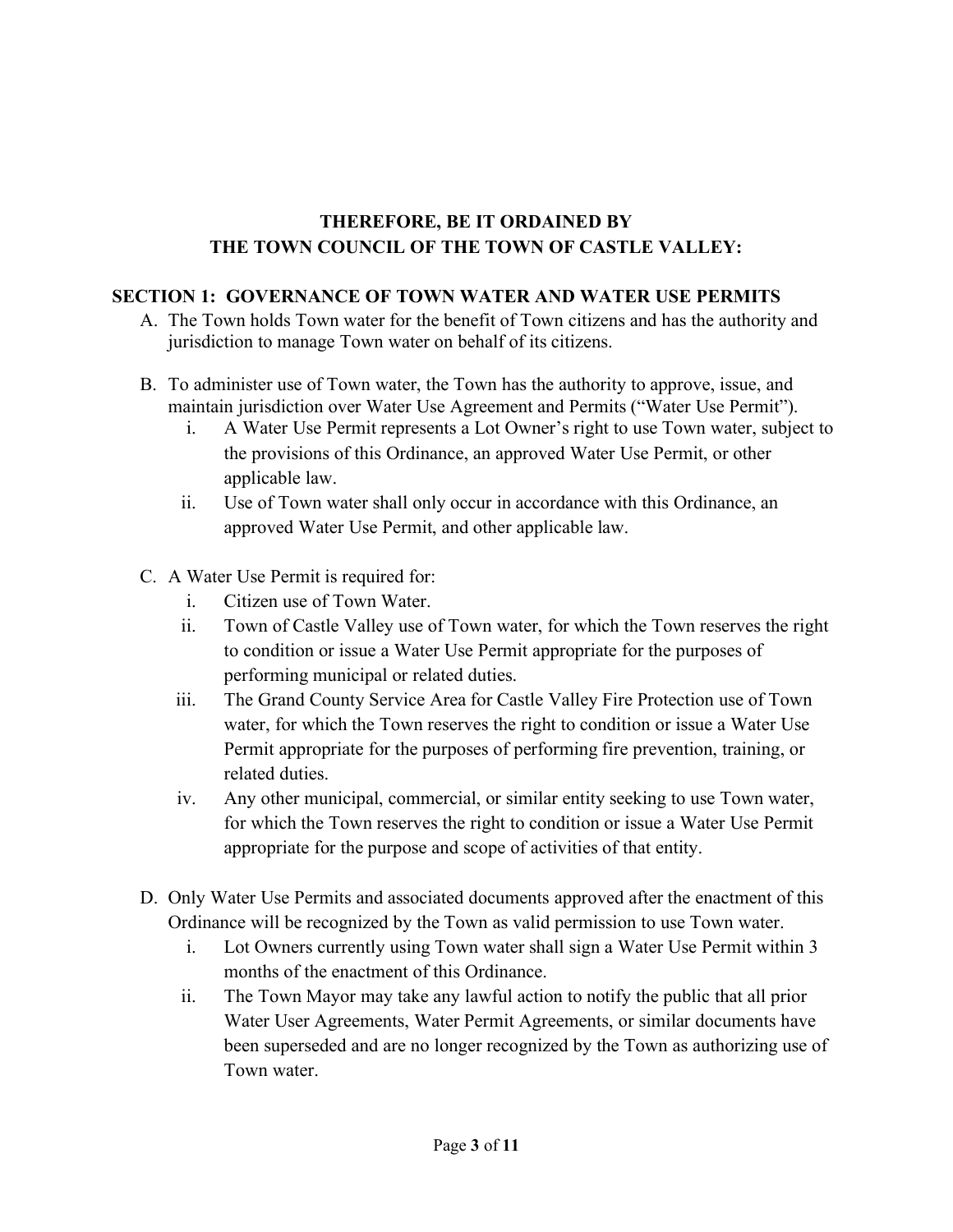**THEREFORE, BE IT ORDAINED BY**
**THE TOWN COUNCIL OF THE TOWN OF CASTLE VALLEY:**

## SECTION 1: GOVERNANCE OF TOWN WATER AND WATER USE PERMITS

A. The Town holds Town water for the benefit of Town citizens and has the authority and jurisdiction to manage Town water on behalf of its citizens.

B. To administer use of Town water, the Town has the authority to approve, issue, and maintain jurisdiction over Water Use Agreement and Permits ("Water Use Permit").
   i. A Water Use Permit represents a Lot Owner's right to use Town water, subject to the provisions of this Ordinance, an approved Water Use Permit, or other applicable law.
   ii. Use of Town water shall only occur in accordance with this Ordinance, an approved Water Use Permit, and other applicable law.

C. A Water Use Permit is required for:
   i. Citizen use of Town Water.
   ii. Town of Castle Valley use of Town water, for which the Town reserves the right to condition or issue a Water Use Permit appropriate for the purposes of performing municipal or related duties.
   iii. The Grand County Service Area for Castle Valley Fire Protection use of Town water, for which the Town reserves the right to condition or issue a Water Use Permit appropriate for the purposes of performing fire prevention, training, or related duties.
   iv. Any other municipal, commercial, or similar entity seeking to use Town water, for which the Town reserves the right to condition or issue a Water Use Permit appropriate for the purpose and scope of activities of that entity.

D. Only Water Use Permits and associated documents approved after the enactment of this Ordinance will be recognized by the Town as valid permission to use Town water.
   i. Lot Owners currently using Town water shall sign a Water Use Permit within 3 months of the enactment of this Ordinance.
   ii. The Town Mayor may take any lawful action to notify the public that all prior Water User Agreements, Water Permit Agreements, or similar documents have been superseded and are no longer recognized by the Town as authorizing use of Town water.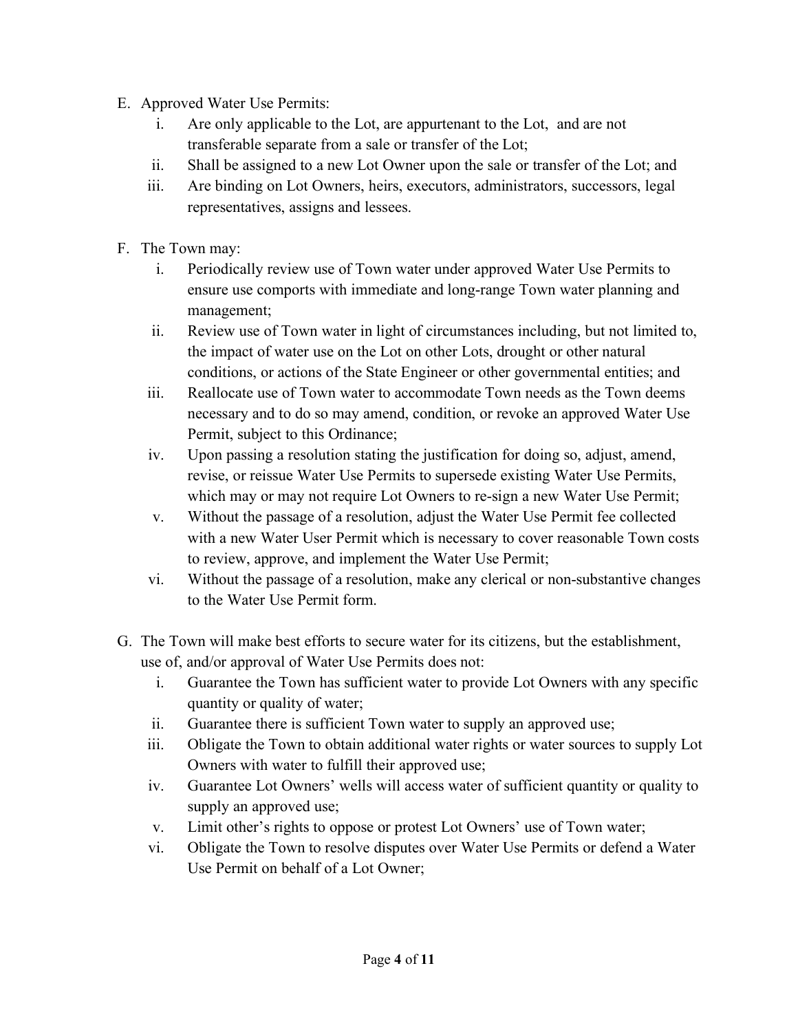E. Approved Water Use Permits:
    i. Are only applicable to the Lot, are appurtenant to the Lot, and are not transferable separate from a sale or transfer of the Lot;
    ii. Shall be assigned to a new Lot Owner upon the sale or transfer of the Lot; and
    iii. Are binding on Lot Owners, heirs, executors, administrators, successors, legal representatives, assigns and lessees.

F. The Town may:
    i. Periodically review use of Town water under approved Water Use Permits to ensure use comports with immediate and long-range Town water planning and management;
    ii. Review use of Town water in light of circumstances including, but not limited to, the impact of water use on the Lot on other Lots, drought or other natural conditions, or actions of the State Engineer or other governmental entities; and
    iii. Reallocate use of Town water to accommodate Town needs as the Town deems necessary and to do so may amend, condition, or revoke an approved Water Use Permit, subject to this Ordinance;
    iv. Upon passing a resolution stating the justification for doing so, adjust, amend, revise, or reissue Water Use Permits to supersede existing Water Use Permits, which may or may not require Lot Owners to re-sign a new Water Use Permit;
    v. Without the passage of a resolution, adjust the Water Use Permit fee collected with a new Water User Permit which is necessary to cover reasonable Town costs to review, approve, and implement the Water Use Permit;
    vi. Without the passage of a resolution, make any clerical or non-substantive changes to the Water Use Permit form.

G. The Town will make best efforts to secure water for its citizens, but the establishment, use of, and/or approval of Water Use Permits does not:
    i. Guarantee the Town has sufficient water to provide Lot Owners with any specific quantity or quality of water;
    ii. Guarantee there is sufficient Town water to supply an approved use;
    iii. Obligate the Town to obtain additional water rights or water sources to supply Lot Owners with water to fulfill their approved use;
    iv. Guarantee Lot Owners' wells will access water of sufficient quantity or quality to supply an approved use;
    v. Limit other's rights to oppose or protest Lot Owners' use of Town water;
    vi. Obligate the Town to resolve disputes over Water Use Permits or defend a Water Use Permit on behalf of a Lot Owner;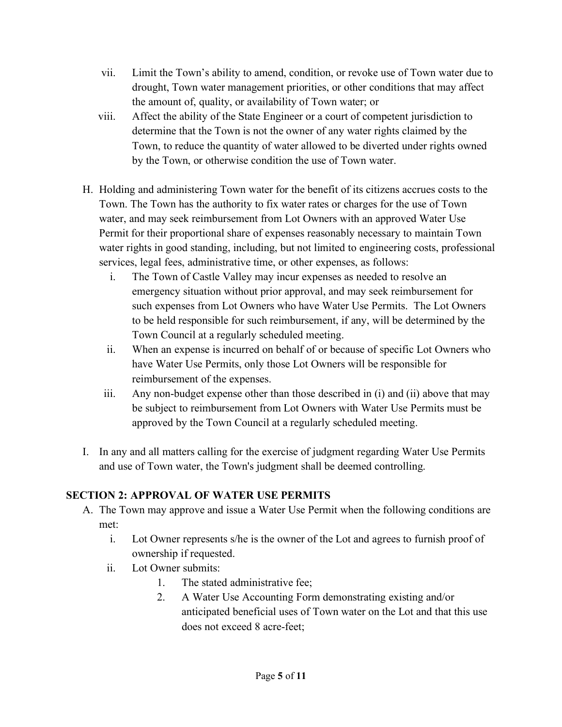vii. Limit the Town's ability to amend, condition, or revoke use of Town water due to drought, Town water management priorities, or other conditions that may affect the amount of, quality, or availability of Town water; or

viii. Affect the ability of the State Engineer or a court of competent jurisdiction to determine that the Town is not the owner of any water rights claimed by the Town, to reduce the quantity of water allowed to be diverted under rights owned by the Town, or otherwise condition the use of Town water.

H. Holding and administering Town water for the benefit of its citizens accrues costs to the Town. The Town has the authority to fix water rates or charges for the use of Town water, and may seek reimbursement from Lot Owners with an approved Water Use Permit for their proportional share of expenses reasonably necessary to maintain Town water rights in good standing, including, but not limited to engineering costs, professional services, legal fees, administrative time, or other expenses, as follows:

   i. The Town of Castle Valley may incur expenses as needed to resolve an emergency situation without prior approval, and may seek reimbursement for such expenses from Lot Owners who have Water Use Permits. The Lot Owners to be held responsible for such reimbursement, if any, will be determined by the Town Council at a regularly scheduled meeting.

   ii. When an expense is incurred on behalf of or because of specific Lot Owners who have Water Use Permits, only those Lot Owners will be responsible for reimbursement of the expenses.

   iii. Any non-budget expense other than those described in (i) and (ii) above that may be subject to reimbursement from Lot Owners with Water Use Permits must be approved by the Town Council at a regularly scheduled meeting.

I. In any and all matters calling for the exercise of judgment regarding Water Use Permits and use of Town water, the Town's judgment shall be deemed controlling.

## SECTION 2: APPROVAL OF WATER USE PERMITS

A. The Town may approve and issue a Water Use Permit when the following conditions are met:

   i. Lot Owner represents s/he is the owner of the Lot and agrees to furnish proof of ownership if requested.

   ii. Lot Owner submits:

      1. The stated administrative fee;
      2. A Water Use Accounting Form demonstrating existing and/or anticipated beneficial uses of Town water on the Lot and that this use does not exceed 8 acre-feet;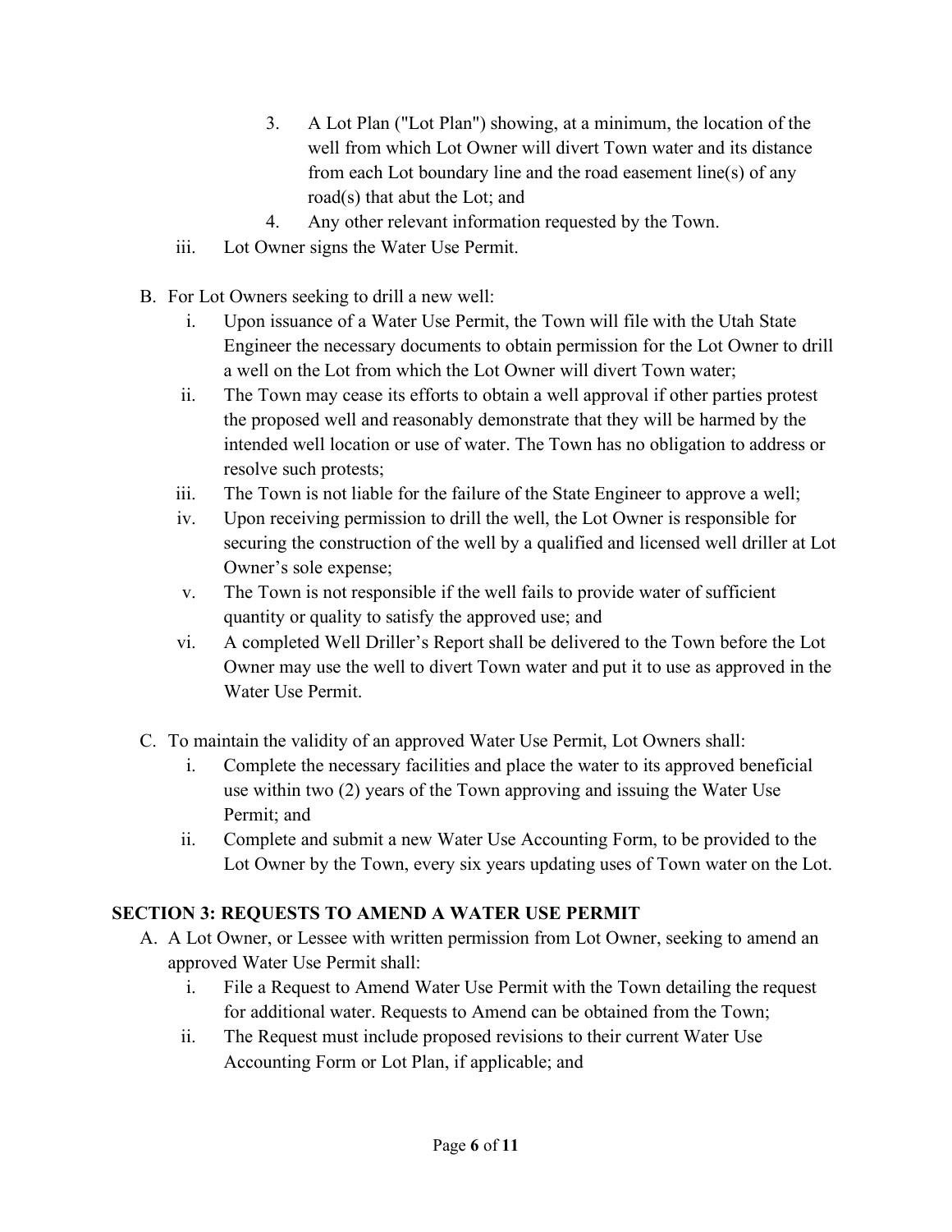3. A Lot Plan ("Lot Plan") showing, at a minimum, the location of the well from which Lot Owner will divert Town water and its distance from each Lot boundary line and the road easement line(s) of any road(s) that abut the Lot; and
4. Any other relevant information requested by the Town.

iii. Lot Owner signs the Water Use Permit.

B. For Lot Owners seeking to drill a new well:

i. Upon issuance of a Water Use Permit, the Town will file with the Utah State Engineer the necessary documents to obtain permission for the Lot Owner to drill a well on the Lot from which the Lot Owner will divert Town water;

ii. The Town may cease its efforts to obtain a well approval if other parties protest the proposed well and reasonably demonstrate that they will be harmed by the intended well location or use of water. The Town has no obligation to address or resolve such protests;

iii. The Town is not liable for the failure of the State Engineer to approve a well;

iv. Upon receiving permission to drill the well, the Lot Owner is responsible for securing the construction of the well by a qualified and licensed well driller at Lot Owner's sole expense;

v. The Town is not responsible if the well fails to provide water of sufficient quantity or quality to satisfy the approved use; and

vi. A completed Well Driller's Report shall be delivered to the Town before the Lot Owner may use the well to divert Town water and put it to use as approved in the Water Use Permit.

C. To maintain the validity of an approved Water Use Permit, Lot Owners shall:

i. Complete the necessary facilities and place the water to its approved beneficial use within two (2) years of the Town approving and issuing the Water Use Permit; and

ii. Complete and submit a new Water Use Accounting Form, to be provided to the Lot Owner by the Town, every six years updating uses of Town water on the Lot.

## SECTION 3: REQUESTS TO AMEND A WATER USE PERMIT

A. A Lot Owner, or Lessee with written permission from Lot Owner, seeking to amend an approved Water Use Permit shall:

i. File a Request to Amend Water Use Permit with the Town detailing the request for additional water. Requests to Amend can be obtained from the Town;

ii. The Request must include proposed revisions to their current Water Use Accounting Form or Lot Plan, if applicable; and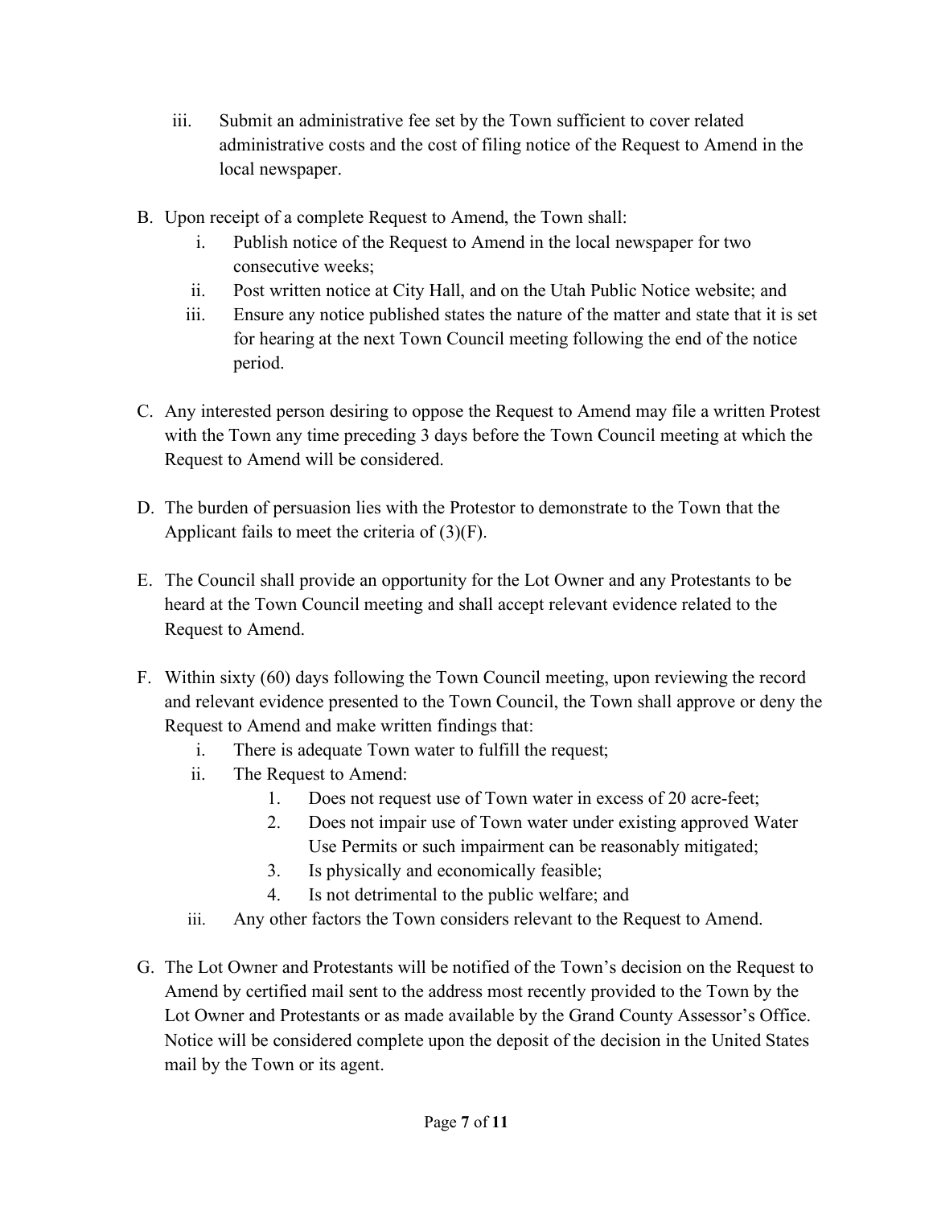iii. Submit an administrative fee set by the Town sufficient to cover related administrative costs and the cost of filing notice of the Request to Amend in the local newspaper.

B. Upon receipt of a complete Request to Amend, the Town shall:
    i. Publish notice of the Request to Amend in the local newspaper for two consecutive weeks;
    ii. Post written notice at City Hall, and on the Utah Public Notice website; and
    iii. Ensure any notice published states the nature of the matter and state that it is set for hearing at the next Town Council meeting following the end of the notice period.

C. Any interested person desiring to oppose the Request to Amend may file a written Protest with the Town any time preceding 3 days before the Town Council meeting at which the Request to Amend will be considered.

D. The burden of persuasion lies with the Protestor to demonstrate to the Town that the Applicant fails to meet the criteria of (3)(F).

E. The Council shall provide an opportunity for the Lot Owner and any Protestants to be heard at the Town Council meeting and shall accept relevant evidence related to the Request to Amend.

F. Within sixty (60) days following the Town Council meeting, upon reviewing the record and relevant evidence presented to the Town Council, the Town shall approve or deny the Request to Amend and make written findings that:
    i. There is adequate Town water to fulfill the request;
    ii. The Request to Amend:
        1. Does not request use of Town water in excess of 20 acre-feet;
        2. Does not impair use of Town water under existing approved Water Use Permits or such impairment can be reasonably mitigated;
        3. Is physically and economically feasible;
        4. Is not detrimental to the public welfare; and
    iii. Any other factors the Town considers relevant to the Request to Amend.

G. The Lot Owner and Protestants will be notified of the Town's decision on the Request to Amend by certified mail sent to the address most recently provided to the Town by the Lot Owner and Protestants or as made available by the Grand County Assessor's Office. Notice will be considered complete upon the deposit of the decision in the United States mail by the Town or its agent.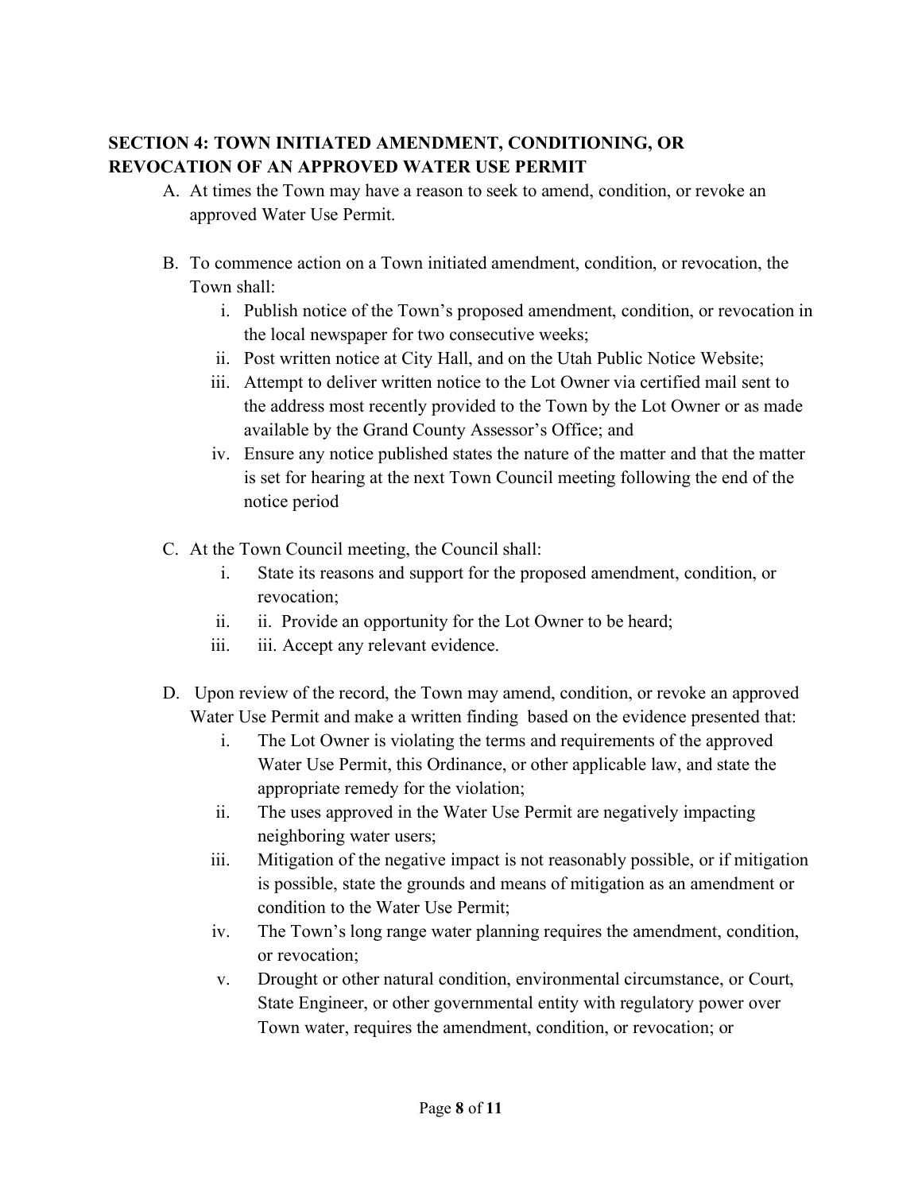## SECTION 4: TOWN INITIATED AMENDMENT, CONDITIONING, OR REVOCATION OF AN APPROVED WATER USE PERMIT

A. At times the Town may have a reason to seek to amend, condition, or revoke an approved Water Use Permit.

B. To commence action on a Town initiated amendment, condition, or revocation, the Town shall:
   i. Publish notice of the Town's proposed amendment, condition, or revocation in the local newspaper for two consecutive weeks;
   ii. Post written notice at City Hall, and on the Utah Public Notice Website;
   iii. Attempt to deliver written notice to the Lot Owner via certified mail sent to the address most recently provided to the Town by the Lot Owner or as made available by the Grand County Assessor's Office; and
   iv. Ensure any notice published states the nature of the matter and that the matter is set for hearing at the next Town Council meeting following the end of the notice period

C. At the Town Council meeting, the Council shall:
   i. State its reasons and support for the proposed amendment, condition, or revocation;
   ii. ii. Provide an opportunity for the Lot Owner to be heard;
   iii. iii. Accept any relevant evidence.

D. Upon review of the record, the Town may amend, condition, or revoke an approved Water Use Permit and make a written finding based on the evidence presented that:
   i. The Lot Owner is violating the terms and requirements of the approved Water Use Permit, this Ordinance, or other applicable law, and state the appropriate remedy for the violation;
   ii. The uses approved in the Water Use Permit are negatively impacting neighboring water users;
   iii. Mitigation of the negative impact is not reasonably possible, or if mitigation is possible, state the grounds and means of mitigation as an amendment or condition to the Water Use Permit;
   iv. The Town's long range water planning requires the amendment, condition, or revocation;
   v. Drought or other natural condition, environmental circumstance, or Court, State Engineer, or other governmental entity with regulatory power over Town water, requires the amendment, condition, or revocation; or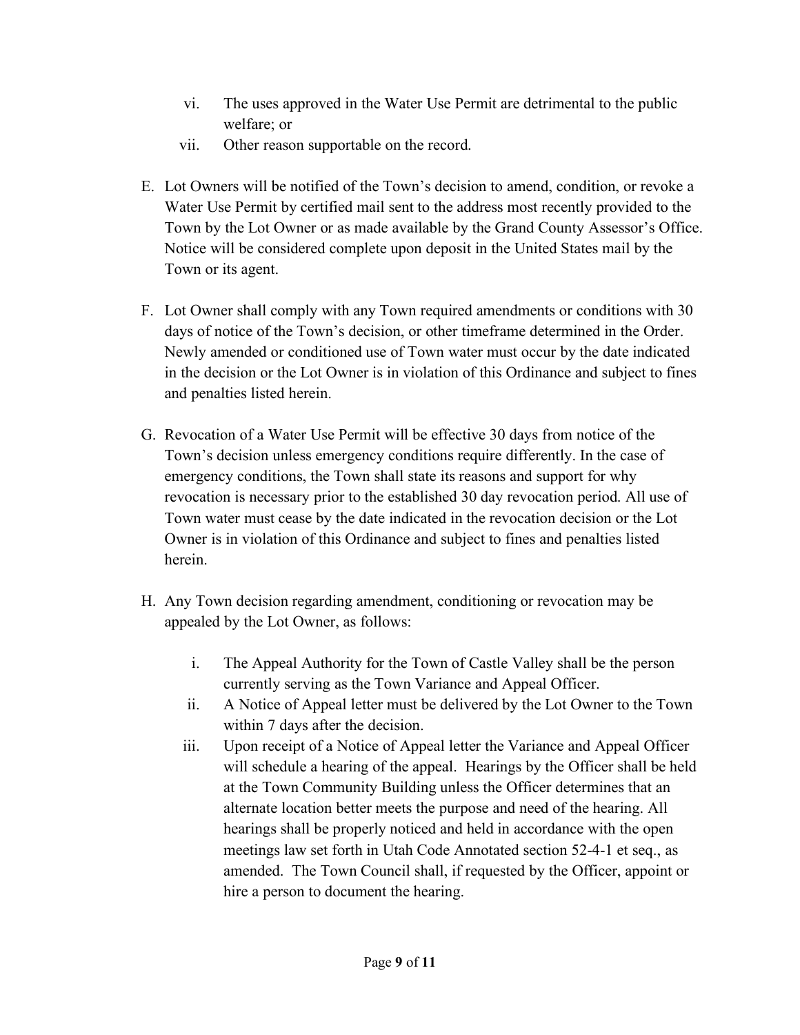vi. The uses approved in the Water Use Permit are detrimental to the public welfare; or

vii. Other reason supportable on the record.

E. Lot Owners will be notified of the Town's decision to amend, condition, or revoke a Water Use Permit by certified mail sent to the address most recently provided to the Town by the Lot Owner or as made available by the Grand County Assessor's Office. Notice will be considered complete upon deposit in the United States mail by the Town or its agent.

F. Lot Owner shall comply with any Town required amendments or conditions with 30 days of notice of the Town's decision, or other timeframe determined in the Order. Newly amended or conditioned use of Town water must occur by the date indicated in the decision or the Lot Owner is in violation of this Ordinance and subject to fines and penalties listed herein.

G. Revocation of a Water Use Permit will be effective 30 days from notice of the Town's decision unless emergency conditions require differently. In the case of emergency conditions, the Town shall state its reasons and support for why revocation is necessary prior to the established 30 day revocation period. All use of Town water must cease by the date indicated in the revocation decision or the Lot Owner is in violation of this Ordinance and subject to fines and penalties listed herein.

H. Any Town decision regarding amendment, conditioning or revocation may be appealed by the Lot Owner, as follows:

   i. The Appeal Authority for the Town of Castle Valley shall be the person currently serving as the Town Variance and Appeal Officer.

   ii. A Notice of Appeal letter must be delivered by the Lot Owner to the Town within 7 days after the decision.

   iii. Upon receipt of a Notice of Appeal letter the Variance and Appeal Officer will schedule a hearing of the appeal. Hearings by the Officer shall be held at the Town Community Building unless the Officer determines that an alternate location better meets the purpose and need of the hearing. All hearings shall be properly noticed and held in accordance with the open meetings law set forth in Utah Code Annotated section 52-4-1 et seq., as amended. The Town Council shall, if requested by the Officer, appoint or hire a person to document the hearing.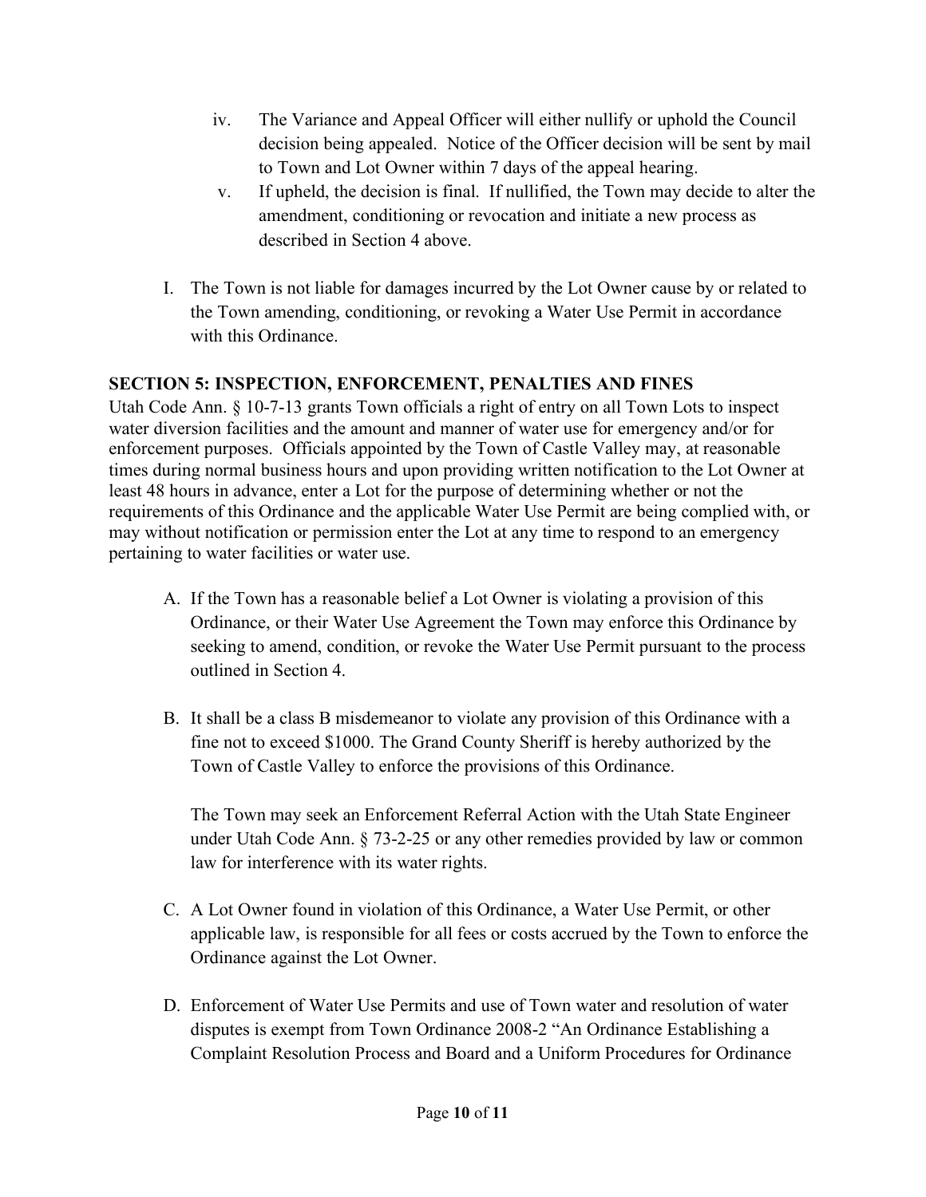iv. The Variance and Appeal Officer will either nullify or uphold the Council decision being appealed. Notice of the Officer decision will be sent by mail to Town and Lot Owner within 7 days of the appeal hearing.

v. If upheld, the decision is final. If nullified, the Town may decide to alter the amendment, conditioning or revocation and initiate a new process as described in Section 4 above.

I. The Town is not liable for damages incurred by the Lot Owner cause by or related to the Town amending, conditioning, or revoking a Water Use Permit in accordance with this Ordinance.

## SECTION 5: INSPECTION, ENFORCEMENT, PENALTIES AND FINES

Utah Code Ann. § 10-7-13 grants Town officials a right of entry on all Town Lots to inspect water diversion facilities and the amount and manner of water use for emergency and/or for enforcement purposes. Officials appointed by the Town of Castle Valley may, at reasonable times during normal business hours and upon providing written notification to the Lot Owner at least 48 hours in advance, enter a Lot for the purpose of determining whether or not the requirements of this Ordinance and the applicable Water Use Permit are being complied with, or may without notification or permission enter the Lot at any time to respond to an emergency pertaining to water facilities or water use.

A. If the Town has a reasonable belief a Lot Owner is violating a provision of this Ordinance, or their Water Use Agreement the Town may enforce this Ordinance by seeking to amend, condition, or revoke the Water Use Permit pursuant to the process outlined in Section 4.

B. It shall be a class B misdemeanor to violate any provision of this Ordinance with a fine not to exceed $1000. The Grand County Sheriff is hereby authorized by the Town of Castle Valley to enforce the provisions of this Ordinance.

   The Town may seek an Enforcement Referral Action with the Utah State Engineer under Utah Code Ann. § 73-2-25 or any other remedies provided by law or common law for interference with its water rights.

C. A Lot Owner found in violation of this Ordinance, a Water Use Permit, or other applicable law, is responsible for all fees or costs accrued by the Town to enforce the Ordinance against the Lot Owner.

D. Enforcement of Water Use Permits and use of Town water and resolution of water disputes is exempt from Town Ordinance 2008-2 "An Ordinance Establishing a Complaint Resolution Process and Board and a Uniform Procedures for Ordinance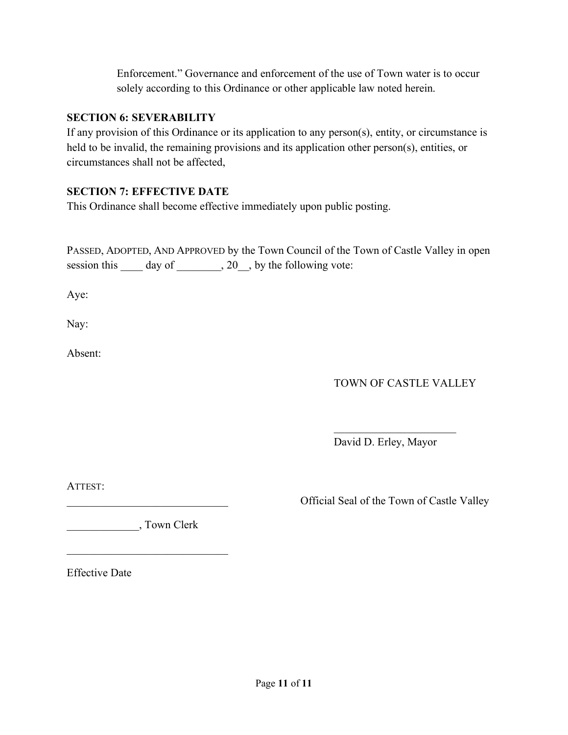Enforcement." Governance and enforcement of the use of Town water is to occur solely according to this Ordinance or other applicable law noted herein.

**SECTION 6: SEVERABILITY**

If any provision of this Ordinance or its application to any person(s), entity, or circumstance is held to be invalid, the remaining provisions and its application other person(s), entities, or circumstances shall not be affected,

**SECTION 7: EFFECTIVE DATE**

This Ordinance shall become effective immediately upon public posting.

PASSED, ADOPTED, AND APPROVED by the Town Council of the Town of Castle Valley in open session this ____ day of ________, 20__, by the following vote:

Aye:

Nay:

Absent:

TOWN OF CASTLE VALLEY

______________________

David D. Erley, Mayor

ATTEST:

_____________________________

Official Seal of the Town of Castle Valley

_____________, Town Clerk

_____________________________

Effective Date